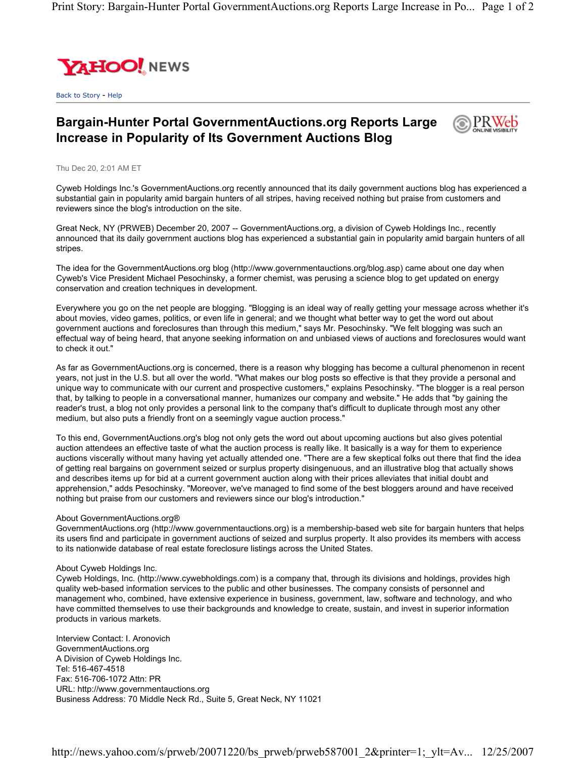YAHOO! NEWS

Back to Story - Help

# Bargain-Hunter Portal GovernmentAuctions.org Reports Large Increase in Popularity of Its Government Auctions Blog

Thu Dec 20, 2:01 AM ET

Cyweb Holdings Inc.'s GovernmentAuctions.org recently announced that its daily government auctions blog has experienced a substantial gain in popularity amid bargain hunters of all stripes, having received nothing but praise from customers and reviewers since the blog's introduction on the site.

Great Neck, NY (PRWEB) December 20, 2007 -- GovernmentAuctions.org, a division of Cyweb Holdings Inc., recently announced that its daily government auctions blog has experienced a substantial gain in popularity amid bargain hunters of all stripes.

The idea for the GovernmentAuctions.org blog (http://www.governmentauctions.org/blog.asp) came about one day when Cyweb's Vice President Michael Pesochinsky, a former chemist, was perusing a science blog to get updated on energy conservation and creation techniques in development.

Everywhere you go on the net people are blogging. "Blogging is an ideal way of really getting your message across whether it's about movies, video games, politics, or even life in general; and we thought what better way to get the word out about government auctions and foreclosures than through this medium," says Mr. Pesochinsky. "We felt blogging was such an effectual way of being heard, that anyone seeking information on and unbiased views of auctions and foreclosures would want to check it out."

As far as GovernmentAuctions.org is concerned, there is a reason why blogging has become a cultural phenomenon in recent years, not just in the U.S. but all over the world. "What makes our blog posts so effective is that they provide a personal and unique way to communicate with our current and prospective customers," explains Pesochinsky. "The blogger is a real person that, by talking to people in a conversational manner, humanizes our company and website." He adds that "by gaining the reader's trust, a blog not only provides a personal link to the company that's difficult to duplicate through most any other medium, but also puts a friendly front on a seemingly vague auction process."

To this end, GovernmentAuctions.org's blog not only gets the word out about upcoming auctions but also gives potential auction attendees an effective taste of what the auction process is really like. It basically is a way for them to experience auctions viscerally without many having yet actually attended one. "There are a few skeptical folks out there that find the idea of getting real bargains on government seized or surplus property disingenuous, and an illustrative blog that actually shows and describes items up for bid at a current government auction along with their prices alleviates that initial doubt and apprehension," adds Pesochinsky. "Moreover, we've managed to find some of the best bloggers around and have received nothing but praise from our customers and reviewers since our blog's introduction."

About GovernmentAuctions.org®
GovernmentAuctions.org (http://www.governmentauctions.org) is a membership-based web site for bargain hunters that helps its users find and participate in government auctions of seized and surplus property. It also provides its members with access to its nationwide database of real estate foreclosure listings across the United States.

About Cyweb Holdings Inc.
Cyweb Holdings, Inc. (http://www.cywebholdings.com) is a company that, through its divisions and holdings, provides high quality web-based information services to the public and other businesses. The company consists of personnel and management who, combined, have extensive experience in business, government, law, software and technology, and who have committed themselves to use their backgrounds and knowledge to create, sustain, and invest in superior information products in various markets.

Interview Contact: I. Aronovich
GovernmentAuctions.org
A Division of Cyweb Holdings Inc.
Tel: 516-467-4518
Fax: 516-706-1072 Attn: PR
URL: http://www.governmentauctions.org
Business Address: 70 Middle Neck Rd., Suite 5, Great Neck, NY 11021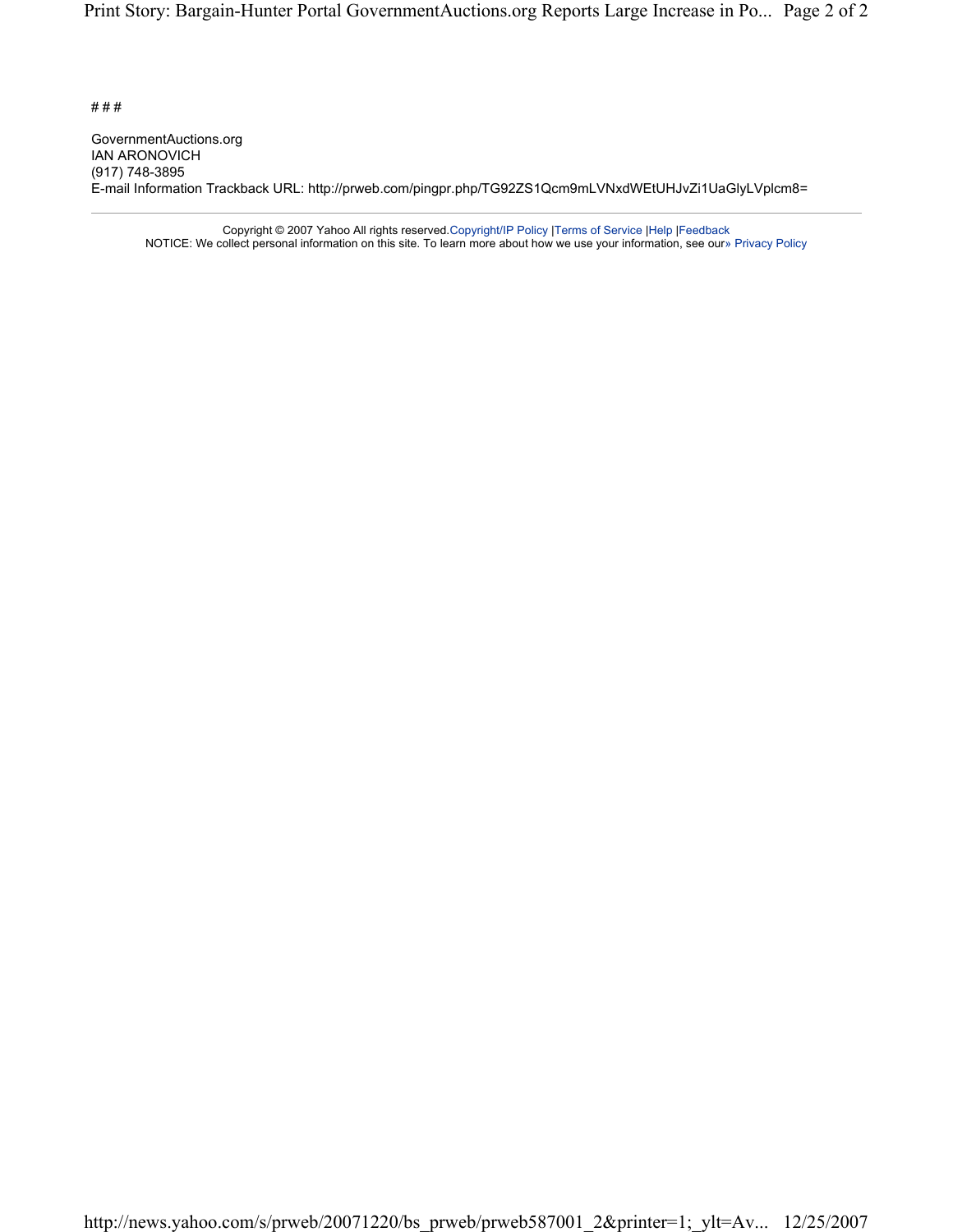# # #

GovernmentAuctions.org
IAN ARONOVICH
(917) 748-3895
E-mail Information Trackback URL: http://prweb.com/pingpr.php/TG92ZS1Qcm9mLVNxdWEtUHJvZi1UaGlyLVplcm8=

---

Copyright © 2007 Yahoo All rights reserved.Copyright/IP Policy |Terms of Service |Help |Feedback
NOTICE: We collect personal information on this site. To learn more about how we use your information, see our» Privacy Policy